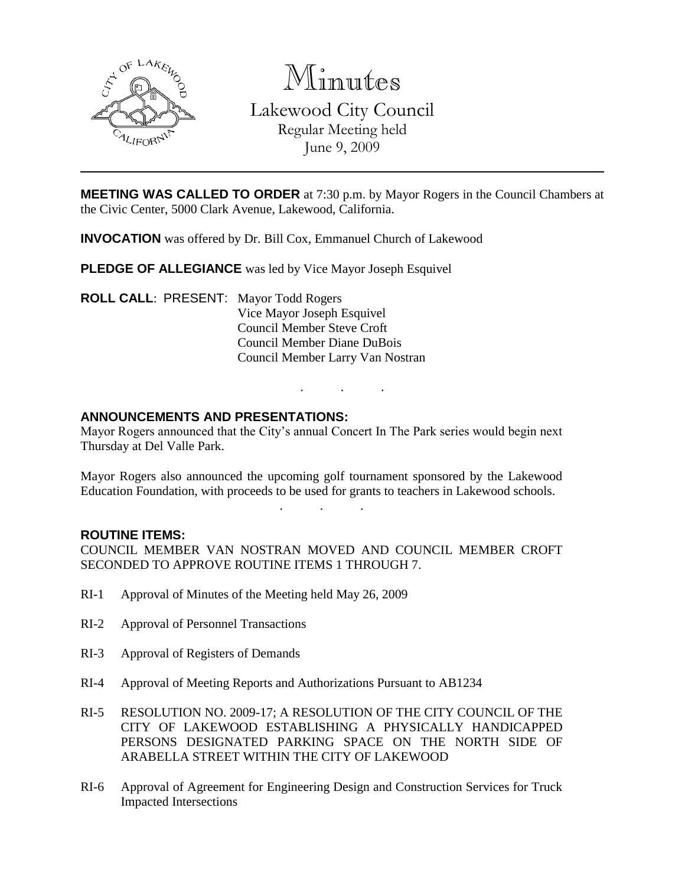# Minutes

## Lakewood City Council

Regular Meeting held
June 9, 2009

**MEETING WAS CALLED TO ORDER** at 7:30 p.m. by Mayor Rogers in the Council Chambers at the Civic Center, 5000 Clark Avenue, Lakewood, California.

**INVOCATION** was offered by Dr. Bill Cox, Emmanuel Church of Lakewood

**PLEDGE OF ALLEGIANCE** was led by Vice Mayor Joseph Esquivel

**ROLL CALL**: PRESENT: Mayor Todd Rogers
Vice Mayor Joseph Esquivel
Council Member Steve Croft
Council Member Diane DuBois
Council Member Larry Van Nostran

. . .

**ANNOUNCEMENTS AND PRESENTATIONS:**

Mayor Rogers announced that the City's annual Concert In The Park series would begin next Thursday at Del Valle Park.

Mayor Rogers also announced the upcoming golf tournament sponsored by the Lakewood Education Foundation, with proceeds to be used for grants to teachers in Lakewood schools.

. . .

**ROUTINE ITEMS:**

COUNCIL MEMBER VAN NOSTRAN MOVED AND COUNCIL MEMBER CROFT SECONDED TO APPROVE ROUTINE ITEMS 1 THROUGH 7.

RI-1 Approval of Minutes of the Meeting held May 26, 2009

RI-2 Approval of Personnel Transactions

RI-3 Approval of Registers of Demands

RI-4 Approval of Meeting Reports and Authorizations Pursuant to AB1234

RI-5 RESOLUTION NO. 2009-17; A RESOLUTION OF THE CITY COUNCIL OF THE CITY OF LAKEWOOD ESTABLISHING A PHYSICALLY HANDICAPPED PERSONS DESIGNATED PARKING SPACE ON THE NORTH SIDE OF ARABELLA STREET WITHIN THE CITY OF LAKEWOOD

RI-6 Approval of Agreement for Engineering Design and Construction Services for Truck Impacted Intersections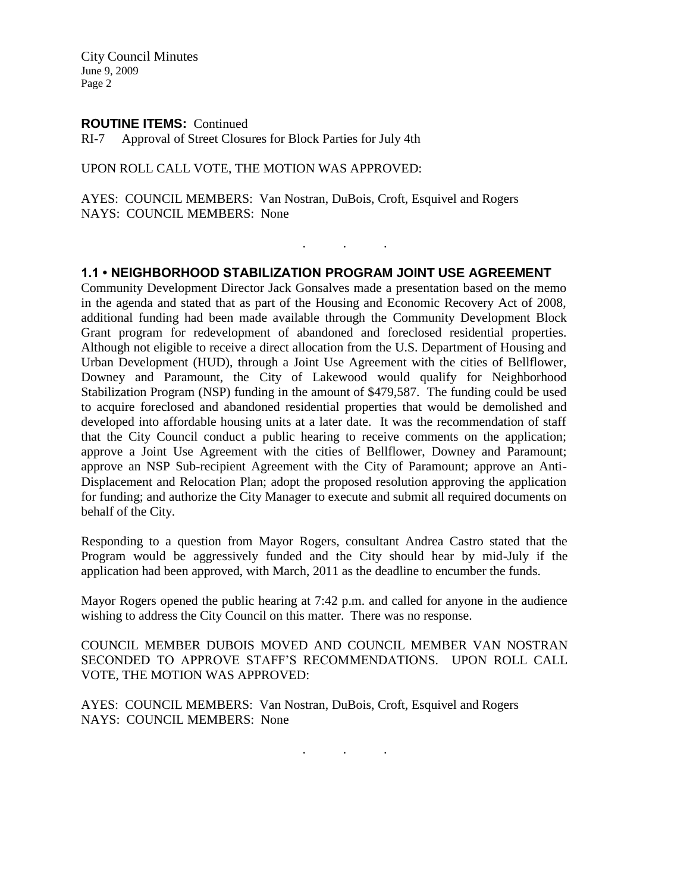**ROUTINE ITEMS:** Continued

RI-7 Approval of Street Closures for Block Parties for July 4th

UPON ROLL CALL VOTE, THE MOTION WAS APPROVED:

AYES: COUNCIL MEMBERS: Van Nostran, DuBois, Croft, Esquivel and Rogers
NAYS: COUNCIL MEMBERS: None

. . .

## 1.1 • NEIGHBORHOOD STABILIZATION PROGRAM JOINT USE AGREEMENT

Community Development Director Jack Gonsalves made a presentation based on the memo in the agenda and stated that as part of the Housing and Economic Recovery Act of 2008, additional funding had been made available through the Community Development Block Grant program for redevelopment of abandoned and foreclosed residential properties. Although not eligible to receive a direct allocation from the U.S. Department of Housing and Urban Development (HUD), through a Joint Use Agreement with the cities of Bellflower, Downey and Paramount, the City of Lakewood would qualify for Neighborhood Stabilization Program (NSP) funding in the amount of $479,587. The funding could be used to acquire foreclosed and abandoned residential properties that would be demolished and developed into affordable housing units at a later date. It was the recommendation of staff that the City Council conduct a public hearing to receive comments on the application; approve a Joint Use Agreement with the cities of Bellflower, Downey and Paramount; approve an NSP Sub-recipient Agreement with the City of Paramount; approve an Anti-Displacement and Relocation Plan; adopt the proposed resolution approving the application for funding; and authorize the City Manager to execute and submit all required documents on behalf of the City.

Responding to a question from Mayor Rogers, consultant Andrea Castro stated that the Program would be aggressively funded and the City should hear by mid-July if the application had been approved, with March, 2011 as the deadline to encumber the funds.

Mayor Rogers opened the public hearing at 7:42 p.m. and called for anyone in the audience wishing to address the City Council on this matter. There was no response.

COUNCIL MEMBER DUBOIS MOVED AND COUNCIL MEMBER VAN NOSTRAN SECONDED TO APPROVE STAFF'S RECOMMENDATIONS. UPON ROLL CALL VOTE, THE MOTION WAS APPROVED:

AYES: COUNCIL MEMBERS: Van Nostran, DuBois, Croft, Esquivel and Rogers
NAYS: COUNCIL MEMBERS: None

. . .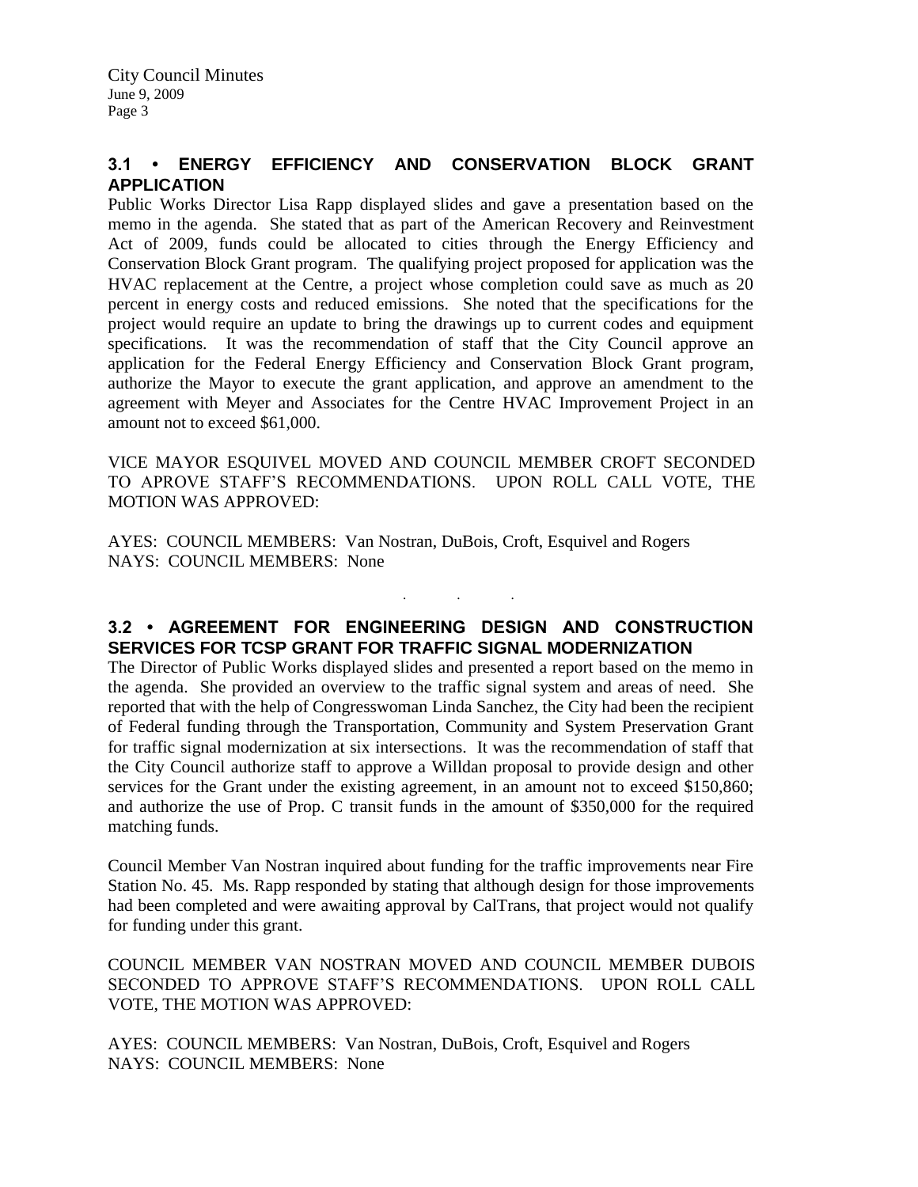## 3.1 • ENERGY EFFICIENCY AND CONSERVATION BLOCK GRANT APPLICATION

Public Works Director Lisa Rapp displayed slides and gave a presentation based on the memo in the agenda. She stated that as part of the American Recovery and Reinvestment Act of 2009, funds could be allocated to cities through the Energy Efficiency and Conservation Block Grant program. The qualifying project proposed for application was the HVAC replacement at the Centre, a project whose completion could save as much as 20 percent in energy costs and reduced emissions. She noted that the specifications for the project would require an update to bring the drawings up to current codes and equipment specifications. It was the recommendation of staff that the City Council approve an application for the Federal Energy Efficiency and Conservation Block Grant program, authorize the Mayor to execute the grant application, and approve an amendment to the agreement with Meyer and Associates for the Centre HVAC Improvement Project in an amount not to exceed $61,000.

VICE MAYOR ESQUIVEL MOVED AND COUNCIL MEMBER CROFT SECONDED TO APROVE STAFF'S RECOMMENDATIONS. UPON ROLL CALL VOTE, THE MOTION WAS APPROVED:

AYES: COUNCIL MEMBERS: Van Nostran, DuBois, Croft, Esquivel and Rogers
NAYS: COUNCIL MEMBERS: None

. . .

## 3.2 • AGREEMENT FOR ENGINEERING DESIGN AND CONSTRUCTION SERVICES FOR TCSP GRANT FOR TRAFFIC SIGNAL MODERNIZATION

The Director of Public Works displayed slides and presented a report based on the memo in the agenda. She provided an overview to the traffic signal system and areas of need. She reported that with the help of Congresswoman Linda Sanchez, the City had been the recipient of Federal funding through the Transportation, Community and System Preservation Grant for traffic signal modernization at six intersections. It was the recommendation of staff that the City Council authorize staff to approve a Willdan proposal to provide design and other services for the Grant under the existing agreement, in an amount not to exceed $150,860; and authorize the use of Prop. C transit funds in the amount of $350,000 for the required matching funds.

Council Member Van Nostran inquired about funding for the traffic improvements near Fire Station No. 45. Ms. Rapp responded by stating that although design for those improvements had been completed and were awaiting approval by CalTrans, that project would not qualify for funding under this grant.

COUNCIL MEMBER VAN NOSTRAN MOVED AND COUNCIL MEMBER DUBOIS SECONDED TO APPROVE STAFF'S RECOMMENDATIONS. UPON ROLL CALL VOTE, THE MOTION WAS APPROVED:

AYES: COUNCIL MEMBERS: Van Nostran, DuBois, Croft, Esquivel and Rogers
NAYS: COUNCIL MEMBERS: None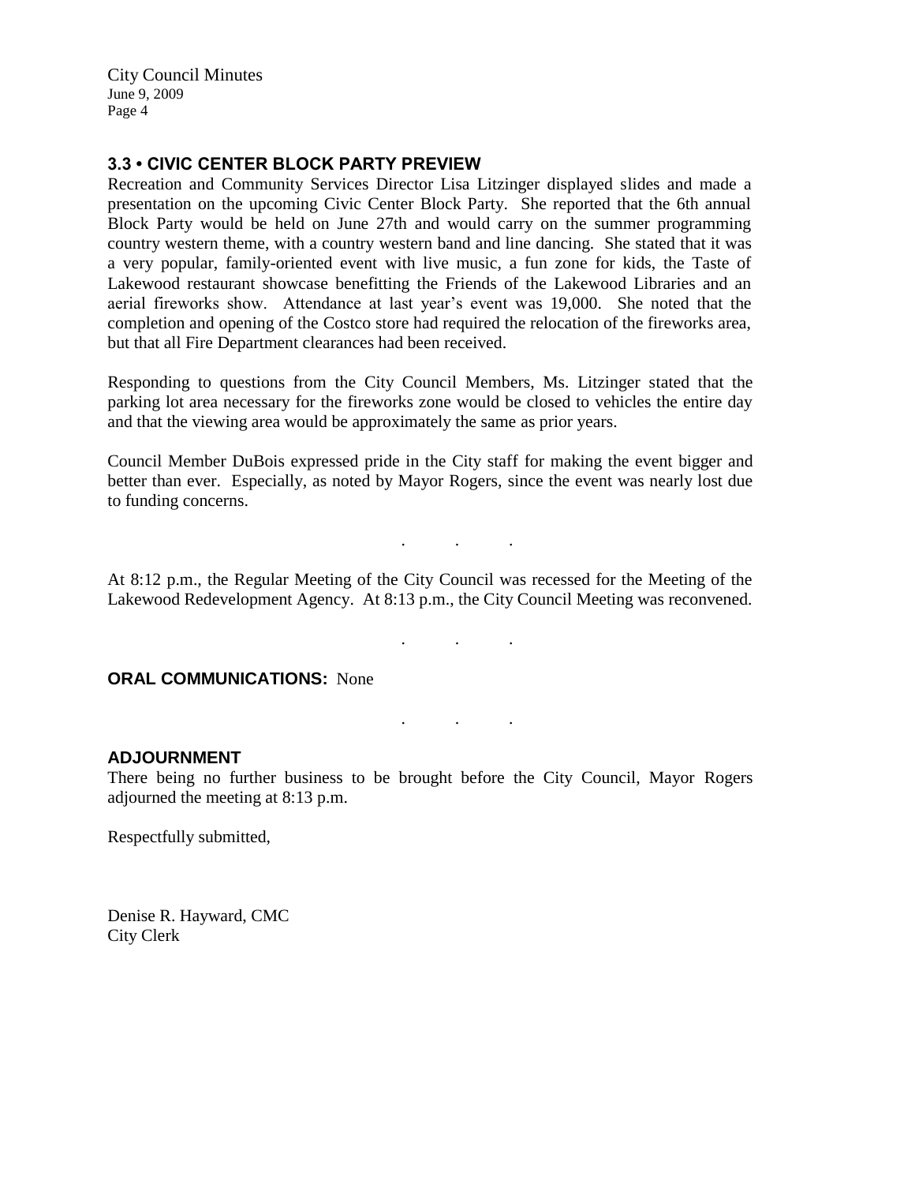### 3.3 • CIVIC CENTER BLOCK PARTY PREVIEW

Recreation and Community Services Director Lisa Litzinger displayed slides and made a presentation on the upcoming Civic Center Block Party. She reported that the 6th annual Block Party would be held on June 27th and would carry on the summer programming country western theme, with a country western band and line dancing. She stated that it was a very popular, family-oriented event with live music, a fun zone for kids, the Taste of Lakewood restaurant showcase benefitting the Friends of the Lakewood Libraries and an aerial fireworks show. Attendance at last year's event was 19,000. She noted that the completion and opening of the Costco store had required the relocation of the fireworks area, but that all Fire Department clearances had been received.

Responding to questions from the City Council Members, Ms. Litzinger stated that the parking lot area necessary for the fireworks zone would be closed to vehicles the entire day and that the viewing area would be approximately the same as prior years.

Council Member DuBois expressed pride in the City staff for making the event bigger and better than ever. Especially, as noted by Mayor Rogers, since the event was nearly lost due to funding concerns.

. . .

At 8:12 p.m., the Regular Meeting of the City Council was recessed for the Meeting of the Lakewood Redevelopment Agency. At 8:13 p.m., the City Council Meeting was reconvened.

. . .

**ORAL COMMUNICATIONS:** None

. . .

### ADJOURNMENT

There being no further business to be brought before the City Council, Mayor Rogers adjourned the meeting at 8:13 p.m.

Respectfully submitted,

Denise R. Hayward, CMC
City Clerk